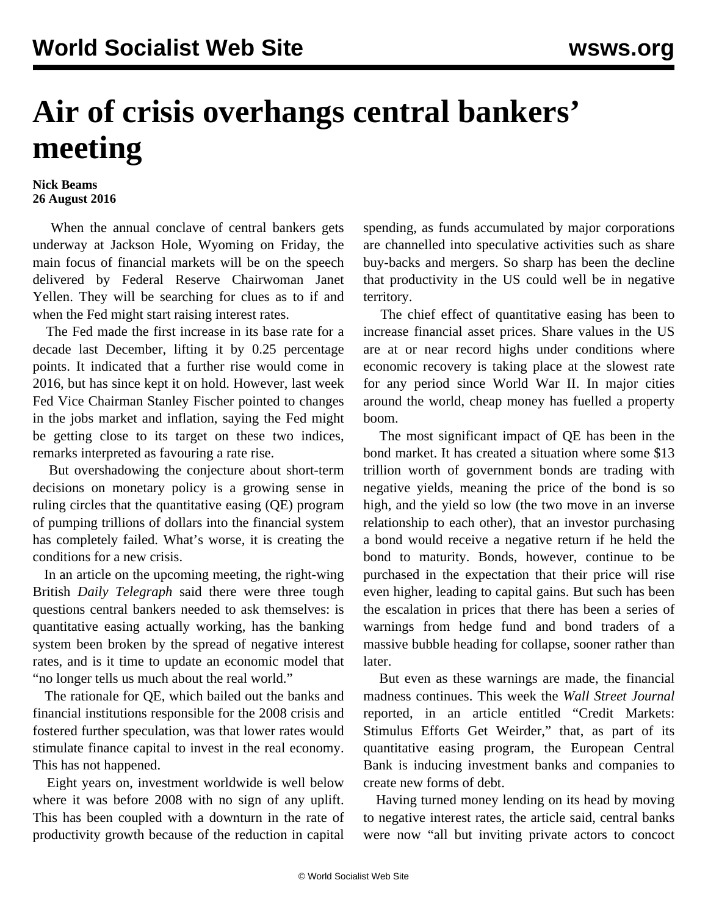# Air of crisis overhangs central bankers' meeting

**Nick Beams**
**26 August 2016**

When the annual conclave of central bankers gets underway at Jackson Hole, Wyoming on Friday, the main focus of financial markets will be on the speech delivered by Federal Reserve Chairwoman Janet Yellen. They will be searching for clues as to if and when the Fed might start raising interest rates.

The Fed made the first increase in its base rate for a decade last December, lifting it by 0.25 percentage points. It indicated that a further rise would come in 2016, but has since kept it on hold. However, last week Fed Vice Chairman Stanley Fischer pointed to changes in the jobs market and inflation, saying the Fed might be getting close to its target on these two indices, remarks interpreted as favouring a rate rise.

But overshadowing the conjecture about short-term decisions on monetary policy is a growing sense in ruling circles that the quantitative easing (QE) program of pumping trillions of dollars into the financial system has completely failed. What's worse, it is creating the conditions for a new crisis.

In an article on the upcoming meeting, the right-wing British *Daily Telegraph* said there were three tough questions central bankers needed to ask themselves: is quantitative easing actually working, has the banking system been broken by the spread of negative interest rates, and is it time to update an economic model that "no longer tells us much about the real world."

The rationale for QE, which bailed out the banks and financial institutions responsible for the 2008 crisis and fostered further speculation, was that lower rates would stimulate finance capital to invest in the real economy. This has not happened.

Eight years on, investment worldwide is well below where it was before 2008 with no sign of any uplift. This has been coupled with a downturn in the rate of productivity growth because of the reduction in capital spending, as funds accumulated by major corporations are channelled into speculative activities such as share buy-backs and mergers. So sharp has been the decline that productivity in the US could well be in negative territory.

The chief effect of quantitative easing has been to increase financial asset prices. Share values in the US are at or near record highs under conditions where economic recovery is taking place at the slowest rate for any period since World War II. In major cities around the world, cheap money has fuelled a property boom.

The most significant impact of QE has been in the bond market. It has created a situation where some $13 trillion worth of government bonds are trading with negative yields, meaning the price of the bond is so high, and the yield so low (the two move in an inverse relationship to each other), that an investor purchasing a bond would receive a negative return if he held the bond to maturity. Bonds, however, continue to be purchased in the expectation that their price will rise even higher, leading to capital gains. But such has been the escalation in prices that there has been a series of warnings from hedge fund and bond traders of a massive bubble heading for collapse, sooner rather than later.

But even as these warnings are made, the financial madness continues. This week the *Wall Street Journal* reported, in an article entitled "Credit Markets: Stimulus Efforts Get Weirder," that, as part of its quantitative easing program, the European Central Bank is inducing investment banks and companies to create new forms of debt.

Having turned money lending on its head by moving to negative interest rates, the article said, central banks were now "all but inviting private actors to concoct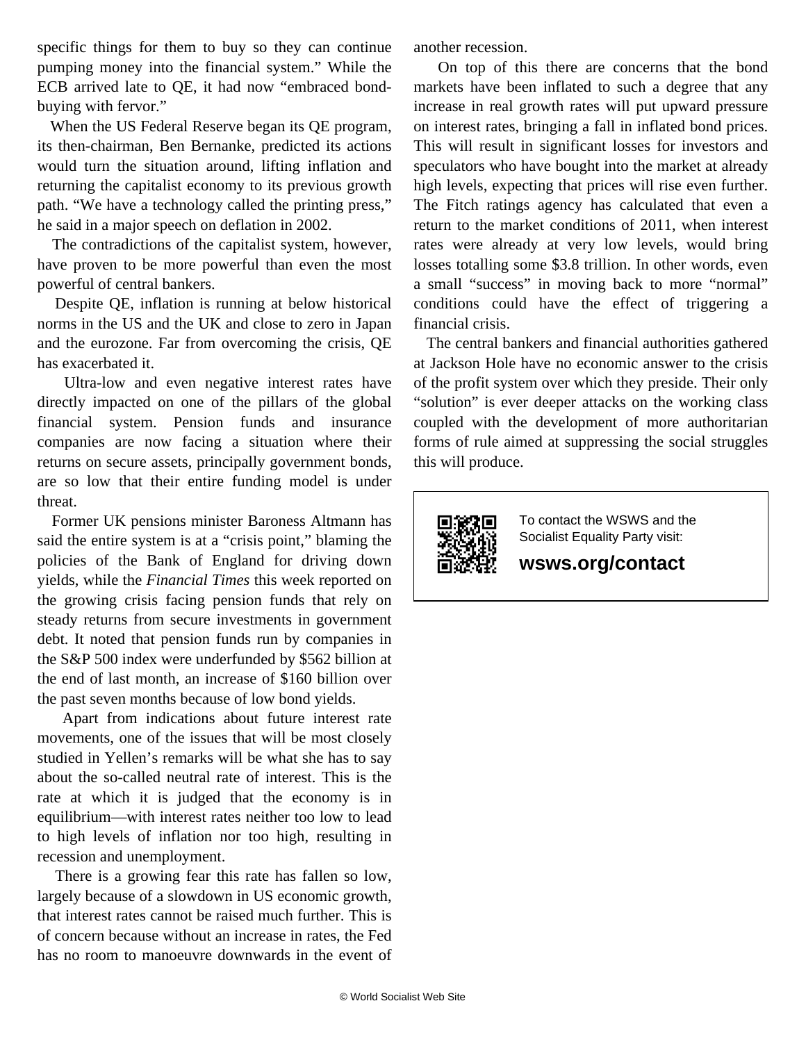specific things for them to buy so they can continue pumping money into the financial system." While the ECB arrived late to QE, it had now "embraced bond-buying with fervor."

When the US Federal Reserve began its QE program, its then-chairman, Ben Bernanke, predicted its actions would turn the situation around, lifting inflation and returning the capitalist economy to its previous growth path. "We have a technology called the printing press," he said in a major speech on deflation in 2002.

The contradictions of the capitalist system, however, have proven to be more powerful than even the most powerful of central bankers.

Despite QE, inflation is running at below historical norms in the US and the UK and close to zero in Japan and the eurozone. Far from overcoming the crisis, QE has exacerbated it.

Ultra-low and even negative interest rates have directly impacted on one of the pillars of the global financial system. Pension funds and insurance companies are now facing a situation where their returns on secure assets, principally government bonds, are so low that their entire funding model is under threat.

Former UK pensions minister Baroness Altmann has said the entire system is at a "crisis point," blaming the policies of the Bank of England for driving down yields, while the *Financial Times* this week reported on the growing crisis facing pension funds that rely on steady returns from secure investments in government debt. It noted that pension funds run by companies in the S&P 500 index were underfunded by $562 billion at the end of last month, an increase of $160 billion over the past seven months because of low bond yields.

Apart from indications about future interest rate movements, one of the issues that will be most closely studied in Yellen's remarks will be what she has to say about the so-called neutral rate of interest. This is the rate at which it is judged that the economy is in equilibrium—with interest rates neither too low to lead to high levels of inflation nor too high, resulting in recession and unemployment.

There is a growing fear this rate has fallen so low, largely because of a slowdown in US economic growth, that interest rates cannot be raised much further. This is of concern because without an increase in rates, the Fed has no room to manoeuvre downwards in the event of another recession.

On top of this there are concerns that the bond markets have been inflated to such a degree that any increase in real growth rates will put upward pressure on interest rates, bringing a fall in inflated bond prices. This will result in significant losses for investors and speculators who have bought into the market at already high levels, expecting that prices will rise even further. The Fitch ratings agency has calculated that even a return to the market conditions of 2011, when interest rates were already at very low levels, would bring losses totalling some $3.8 trillion. In other words, even a small "success" in moving back to more "normal" conditions could have the effect of triggering a financial crisis.

The central bankers and financial authorities gathered at Jackson Hole have no economic answer to the crisis of the profit system over which they preside. Their only "solution" is ever deeper attacks on the working class coupled with the development of more authoritarian forms of rule aimed at suppressing the social struggles this will produce.

To contact the WSWS and the Socialist Equality Party visit:

**wsws.org/contact**